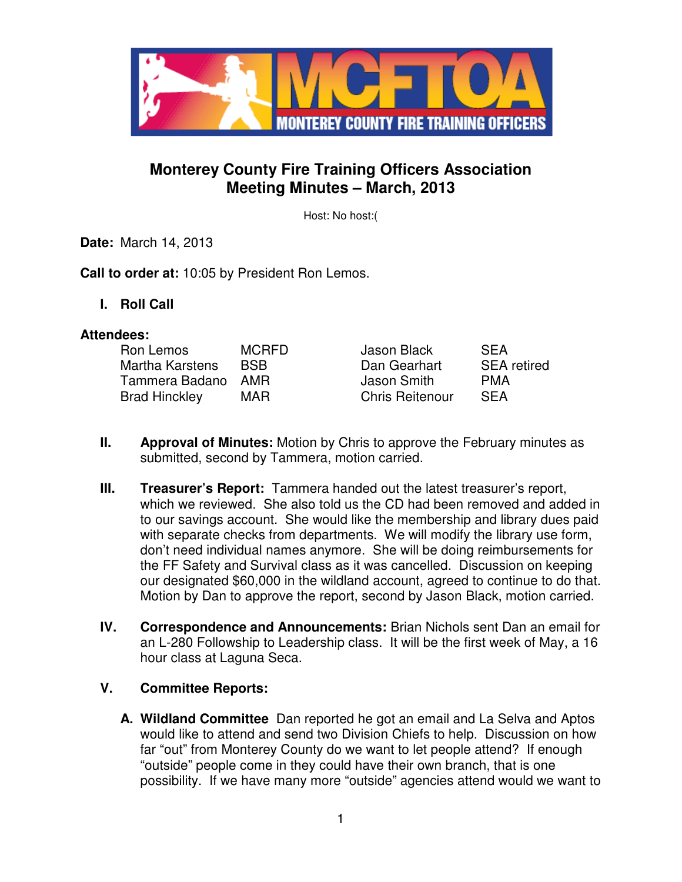# Monterey County Fire Training Officers Association
## Meeting Minutes – March, 2013

Host: No host:(

**Date:** March 14, 2013

**Call to order at:** 10:05 by President Ron Lemos.

**I. Roll Call**

**Attendees:**

| | | | |
|---|---|---|---|
| Ron Lemos | MCRFD | Jason Black | SEA |
| Martha Karstens | BSB | Dan Gearhart | SEA retired |
| Tammera Badano | AMR | Jason Smith | PMA |
| Brad Hinckley | MAR | Chris Reitenour | SEA |

**II. Approval of Minutes:** Motion by Chris to approve the February minutes as submitted, second by Tammera, motion carried.

**III. Treasurer's Report:** Tammera handed out the latest treasurer's report, which we reviewed. She also told us the CD had been removed and added in to our savings account. She would like the membership and library dues paid with separate checks from departments. We will modify the library use form, don't need individual names anymore. She will be doing reimbursements for the FF Safety and Survival class as it was cancelled. Discussion on keeping our designated $60,000 in the wildland account, agreed to continue to do that. Motion by Dan to approve the report, second by Jason Black, motion carried.

**IV. Correspondence and Announcements:** Brian Nichols sent Dan an email for an L-280 Followship to Leadership class. It will be the first week of May, a 16 hour class at Laguna Seca.

**V. Committee Reports:**

**A. Wildland Committee** Dan reported he got an email and La Selva and Aptos would like to attend and send two Division Chiefs to help. Discussion on how far "out" from Monterey County do we want to let people attend? If enough "outside" people come in they could have their own branch, that is one possibility. If we have many more "outside" agencies attend would we want to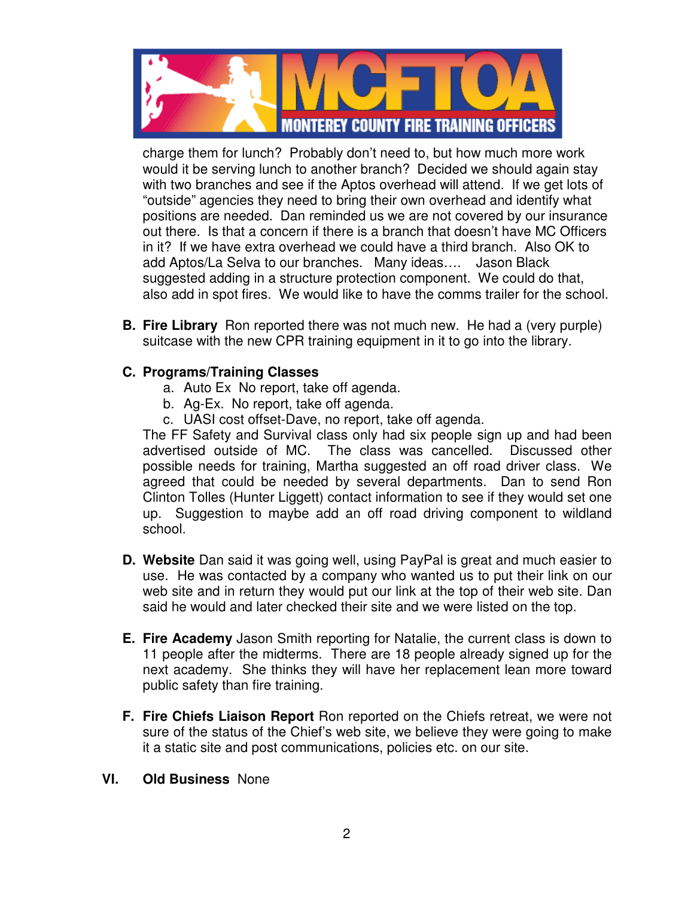charge them for lunch? Probably don't need to, but how much more work would it be serving lunch to another branch? Decided we should again stay with two branches and see if the Aptos overhead will attend. If we get lots of "outside" agencies they need to bring their own overhead and identify what positions are needed. Dan reminded us we are not covered by our insurance out there. Is that a concern if there is a branch that doesn't have MC Officers in it? If we have extra overhead we could have a third branch. Also OK to add Aptos/La Selva to our branches. Many ideas…. Jason Black suggested adding in a structure protection component. We could do that, also add in spot fires. We would like to have the comms trailer for the school.

**B. Fire Library** Ron reported there was not much new. He had a (very purple) suitcase with the new CPR training equipment in it to go into the library.

**C. Programs/Training Classes**

a. Auto Ex No report, take off agenda.
b. Ag-Ex. No report, take off agenda.
c. UASI cost offset-Dave, no report, take off agenda.

The FF Safety and Survival class only had six people sign up and had been advertised outside of MC. The class was cancelled. Discussed other possible needs for training, Martha suggested an off road driver class. We agreed that could be needed by several departments. Dan to send Ron Clinton Tolles (Hunter Liggett) contact information to see if they would set one up. Suggestion to maybe add an off road driving component to wildland school.

**D. Website** Dan said it was going well, using PayPal is great and much easier to use. He was contacted by a company who wanted us to put their link on our web site and in return they would put our link at the top of their web site. Dan said he would and later checked their site and we were listed on the top.

**E. Fire Academy** Jason Smith reporting for Natalie, the current class is down to 11 people after the midterms. There are 18 people already signed up for the next academy. She thinks they will have her replacement lean more toward public safety than fire training.

**F. Fire Chiefs Liaison Report** Ron reported on the Chiefs retreat, we were not sure of the status of the Chief's web site, we believe they were going to make it a static site and post communications, policies etc. on our site.

**VI. Old Business** None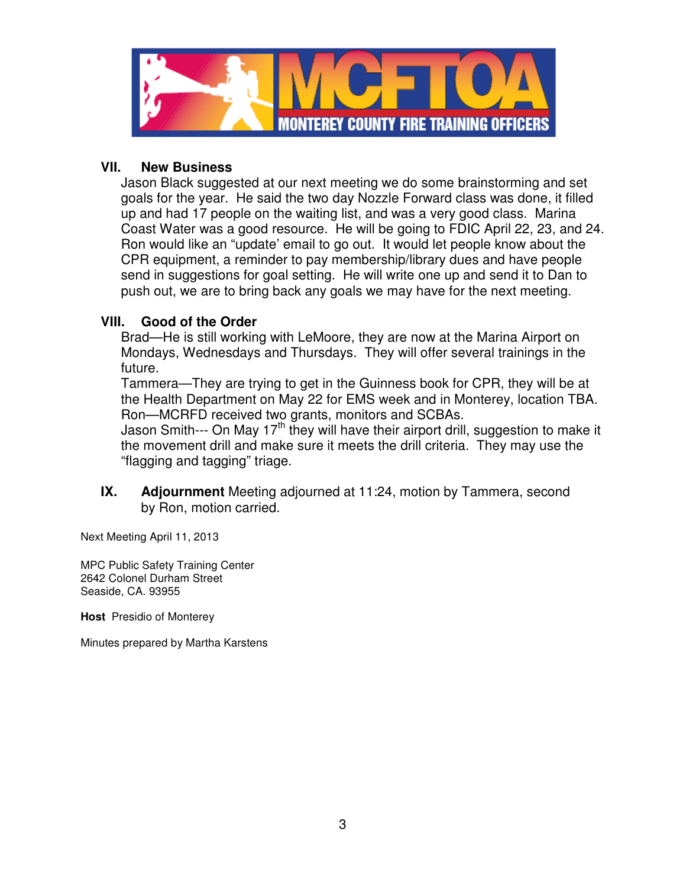## VII. New Business

Jason Black suggested at our next meeting we do some brainstorming and set goals for the year. He said the two day Nozzle Forward class was done, it filled up and had 17 people on the waiting list, and was a very good class. Marina Coast Water was a good resource. He will be going to FDIC April 22, 23, and 24. Ron would like an "update' email to go out. It would let people know about the CPR equipment, a reminder to pay membership/library dues and have people send in suggestions for goal setting. He will write one up and send it to Dan to push out, we are to bring back any goals we may have for the next meeting.

## VIII. Good of the Order

Brad—He is still working with LeMoore, they are now at the Marina Airport on Mondays, Wednesdays and Thursdays. They will offer several trainings in the future.

Tammera—They are trying to get in the Guinness book for CPR, they will be at the Health Department on May 22 for EMS week and in Monterey, location TBA.

Ron—MCRFD received two grants, monitors and SCBAs.

Jason Smith--- On May 17th they will have their airport drill, suggestion to make it the movement drill and make sure it meets the drill criteria. They may use the "flagging and tagging" triage.

## IX. Adjournment

**Adjournment** Meeting adjourned at 11:24, motion by Tammera, second by Ron, motion carried.

Next Meeting April 11, 2013

MPC Public Safety Training Center
2642 Colonel Durham Street
Seaside, CA. 93955

**Host** Presidio of Monterey

Minutes prepared by Martha Karstens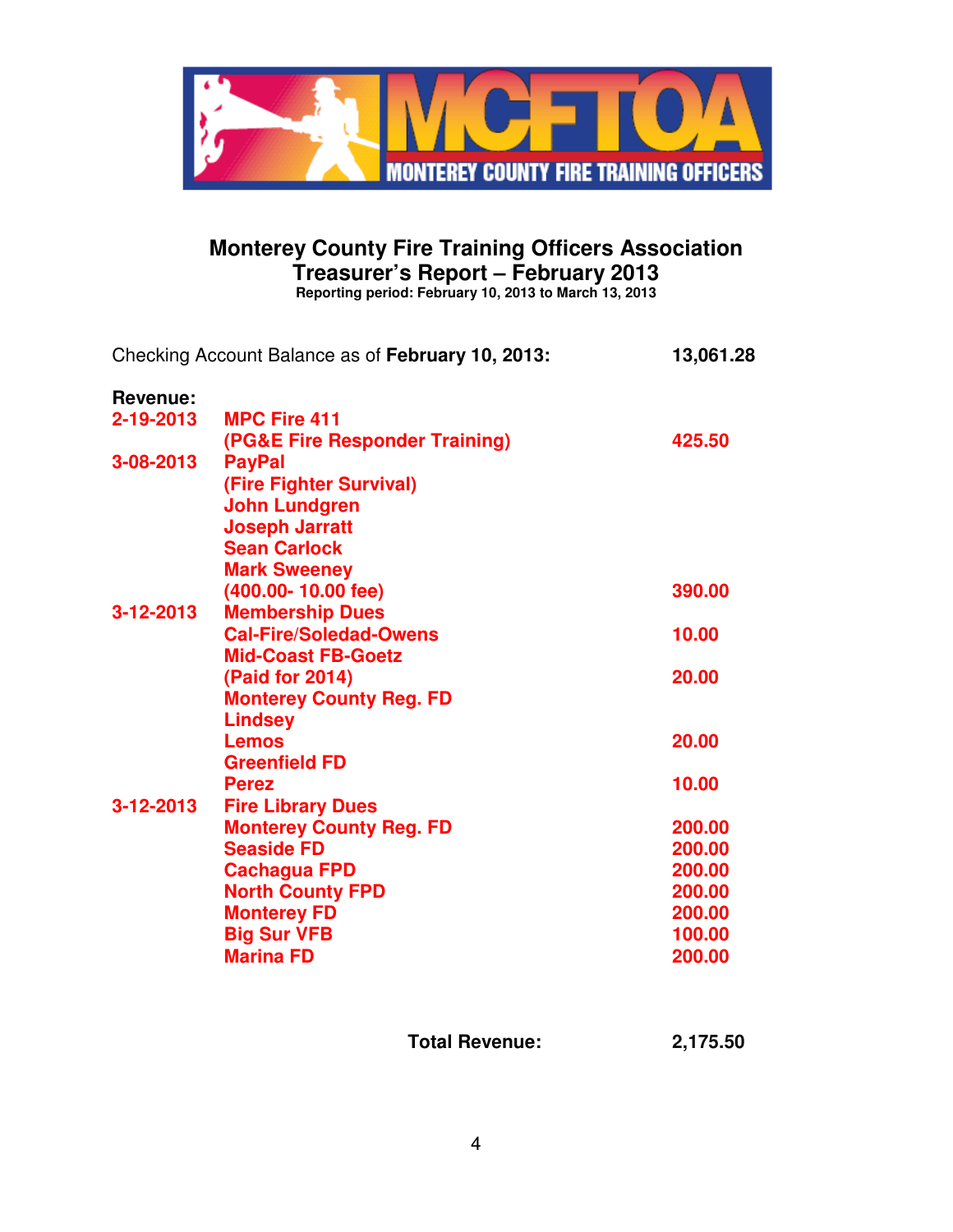MONTEREY COUNTY FIRE TRAINING OFFICERS

# Monterey County Fire Training Officers Association
## Treasurer's Report – February 2013
**Reporting period: February 10, 2013 to March 13, 2013**

| Checking Account Balance as of **February 10, 2013:** | | **13,061.28** |
|---|---|---|
| **Revenue:** | | |
| **2-19-2013** | **MPC Fire 411** | |
| | **(PG&E Fire Responder Training)** | **425.50** |
| **3-08-2013** | **PayPal** | |
| | **(Fire Fighter Survival)** | |
| | **John Lundgren** | |
| | **Joseph Jarratt** | |
| | **Sean Carlock** | |
| | **Mark Sweeney** | |
| | **(400.00- 10.00 fee)** | **390.00** |
| **3-12-2013** | **Membership Dues** | |
| | **Cal-Fire/Soledad-Owens** | **10.00** |
| | **Mid-Coast FB-Goetz** | |
| | **(Paid for 2014)** | **20.00** |
| | **Monterey County Reg. FD** | |
| | **Lindsey** | |
| | **Lemos** | **20.00** |
| | **Greenfield FD** | |
| | **Perez** | **10.00** |
| **3-12-2013** | **Fire Library Dues** | |
| | **Monterey County Reg. FD** | **200.00** |
| | **Seaside FD** | **200.00** |
| | **Cachagua FPD** | **200.00** |
| | **North County FPD** | **200.00** |
| | **Monterey FD** | **200.00** |
| | **Big Sur VFB** | **100.00** |
| | **Marina FD** | **200.00** |
| | **Total Revenue:** | **2,175.50** |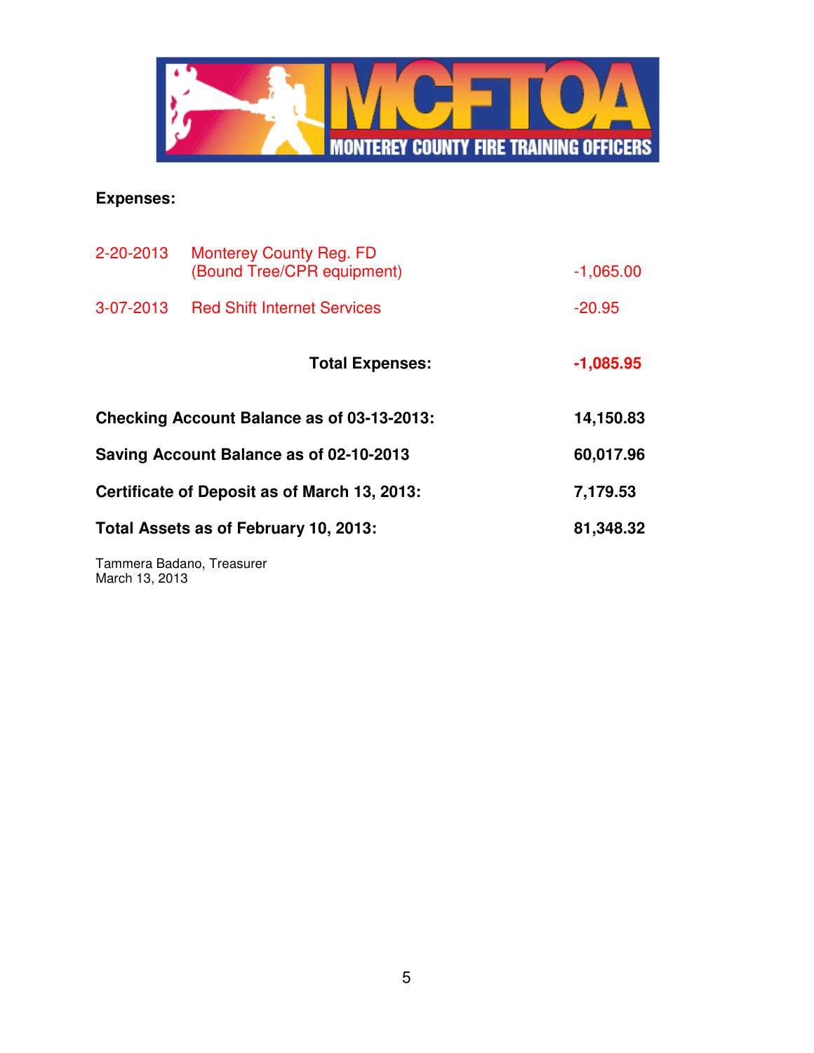MONTEREY COUNTY FIRE TRAINING OFFICERS

**Expenses:**

| | | |
|---|---|---|
| 2-20-2013 | Monterey County Reg. FD (Bound Tree/CPR equipment) | -1,065.00 |
| 3-07-2013 | Red Shift Internet Services | -20.95 |
| | **Total Expenses:** | **-1,085.95** |

| | |
|---|---|
| **Checking Account Balance as of 03-13-2013:** | **14,150.83** |
| **Saving Account Balance as of 02-10-2013** | **60,017.96** |
| **Certificate of Deposit as of March 13, 2013:** | **7,179.53** |
| **Total Assets as of February 10, 2013:** | **81,348.32** |

Tammera Badano, Treasurer
March 13, 2013